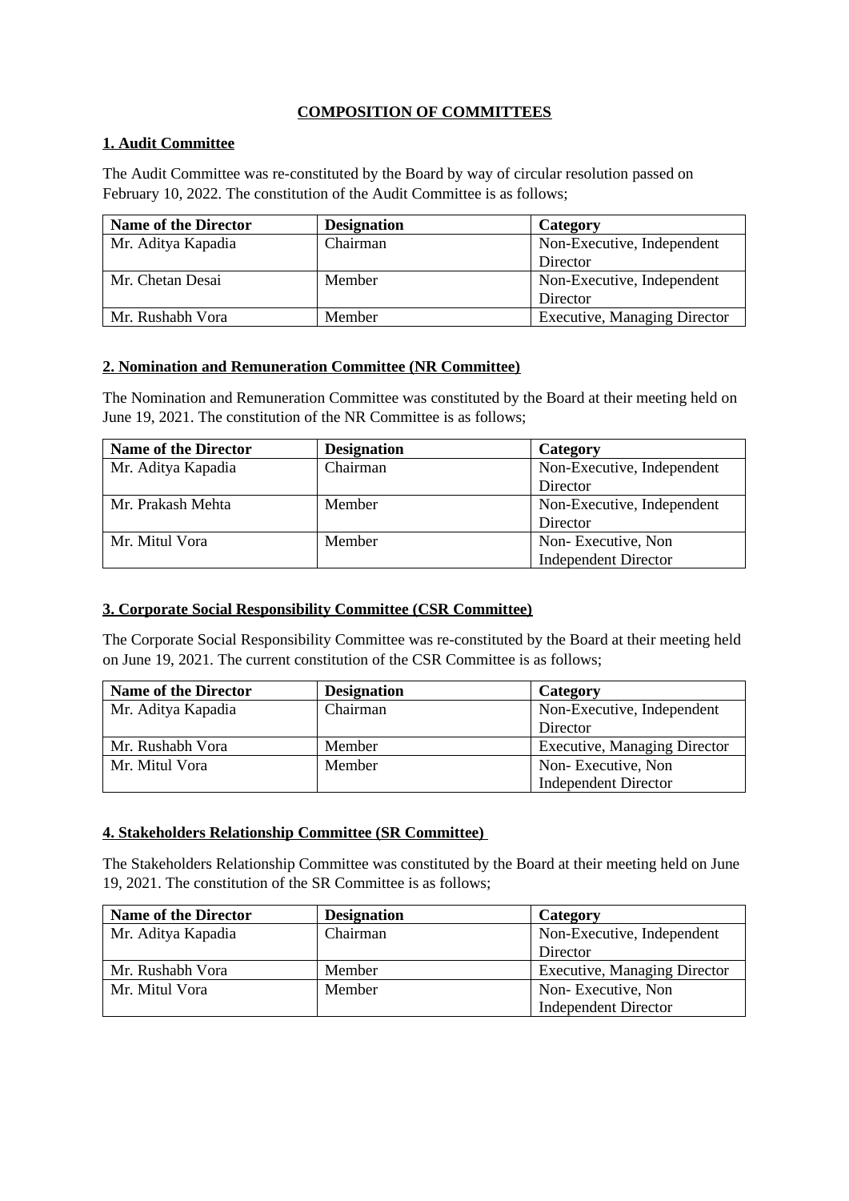# COMPOSITION OF COMMITTEES

## 1. Audit Committee

The Audit Committee was re-constituted by the Board by way of circular resolution passed on February 10, 2022. The constitution of the Audit Committee is as follows;

| Name of the Director | Designation | Category |
|---|---|---|
| Mr. Aditya Kapadia | Chairman | Non-Executive, Independent Director |
| Mr. Chetan Desai | Member | Non-Executive, Independent Director |
| Mr. Rushabh Vora | Member | Executive, Managing Director |

## 2. Nomination and Remuneration Committee (NR Committee)

The Nomination and Remuneration Committee was constituted by the Board at their meeting held on June 19, 2021. The constitution of the NR Committee is as follows;

| Name of the Director | Designation | Category |
|---|---|---|
| Mr. Aditya Kapadia | Chairman | Non-Executive, Independent Director |
| Mr. Prakash Mehta | Member | Non-Executive, Independent Director |
| Mr. Mitul Vora | Member | Non- Executive, Non Independent Director |

## 3. Corporate Social Responsibility Committee (CSR Committee)

The Corporate Social Responsibility Committee was re-constituted by the Board at their meeting held on June 19, 2021. The current constitution of the CSR Committee is as follows;

| Name of the Director | Designation | Category |
|---|---|---|
| Mr. Aditya Kapadia | Chairman | Non-Executive, Independent Director |
| Mr. Rushabh Vora | Member | Executive, Managing Director |
| Mr. Mitul Vora | Member | Non- Executive, Non Independent Director |

## 4. Stakeholders Relationship Committee (SR Committee)

The Stakeholders Relationship Committee was constituted by the Board at their meeting held on June 19, 2021. The constitution of the SR Committee is as follows;

| Name of the Director | Designation | Category |
|---|---|---|
| Mr. Aditya Kapadia | Chairman | Non-Executive, Independent Director |
| Mr. Rushabh Vora | Member | Executive, Managing Director |
| Mr. Mitul Vora | Member | Non- Executive, Non Independent Director |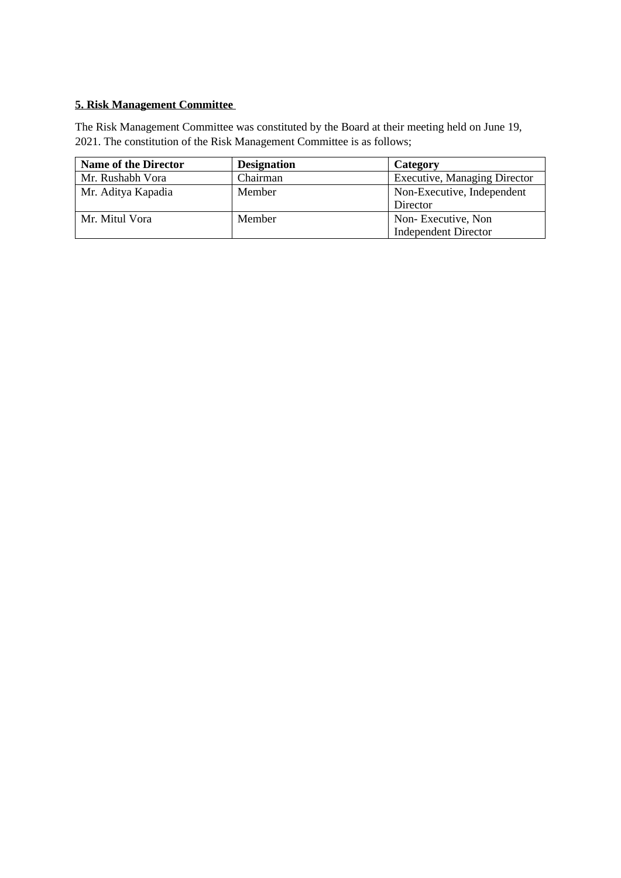**5. Risk Management Committee**

The Risk Management Committee was constituted by the Board at their meeting held on June 19, 2021. The constitution of the Risk Management Committee is as follows;

| Name of the Director | Designation | Category |
|---|---|---|
| Mr. Rushabh Vora | Chairman | Executive, Managing Director |
| Mr. Aditya Kapadia | Member | Non-Executive, Independent Director |
| Mr. Mitul Vora | Member | Non- Executive, Non Independent Director |